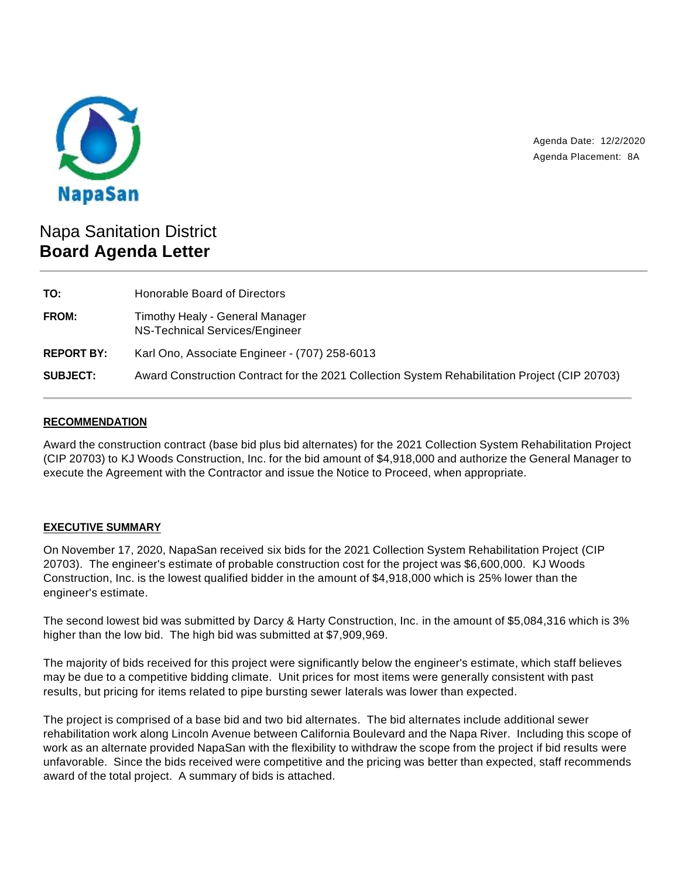NapaSan

Agenda Date: 12/2/2020
Agenda Placement: 8A

# Napa Sanitation District
## Board Agenda Letter

| | |
|---|---|
| **TO:** | Honorable Board of Directors |
| **FROM:** | Timothy Healy - General Manager<br>NS-Technical Services/Engineer |
| **REPORT BY:** | Karl Ono, Associate Engineer - (707) 258-6013 |
| **SUBJECT:** | Award Construction Contract for the 2021 Collection System Rehabilitation Project (CIP 20703) |

### RECOMMENDATION

Award the construction contract (base bid plus bid alternates) for the 2021 Collection System Rehabilitation Project (CIP 20703) to KJ Woods Construction, Inc. for the bid amount of $4,918,000 and authorize the General Manager to execute the Agreement with the Contractor and issue the Notice to Proceed, when appropriate.

### EXECUTIVE SUMMARY

On November 17, 2020, NapaSan received six bids for the 2021 Collection System Rehabilitation Project (CIP 20703). The engineer's estimate of probable construction cost for the project was $6,600,000. KJ Woods Construction, Inc. is the lowest qualified bidder in the amount of $4,918,000 which is 25% lower than the engineer's estimate.

The second lowest bid was submitted by Darcy & Harty Construction, Inc. in the amount of $5,084,316 which is 3% higher than the low bid. The high bid was submitted at $7,909,969.

The majority of bids received for this project were significantly below the engineer's estimate, which staff believes may be due to a competitive bidding climate. Unit prices for most items were generally consistent with past results, but pricing for items related to pipe bursting sewer laterals was lower than expected.

The project is comprised of a base bid and two bid alternates. The bid alternates include additional sewer rehabilitation work along Lincoln Avenue between California Boulevard and the Napa River. Including this scope of work as an alternate provided NapaSan with the flexibility to withdraw the scope from the project if bid results were unfavorable. Since the bids received were competitive and the pricing was better than expected, staff recommends award of the total project. A summary of bids is attached.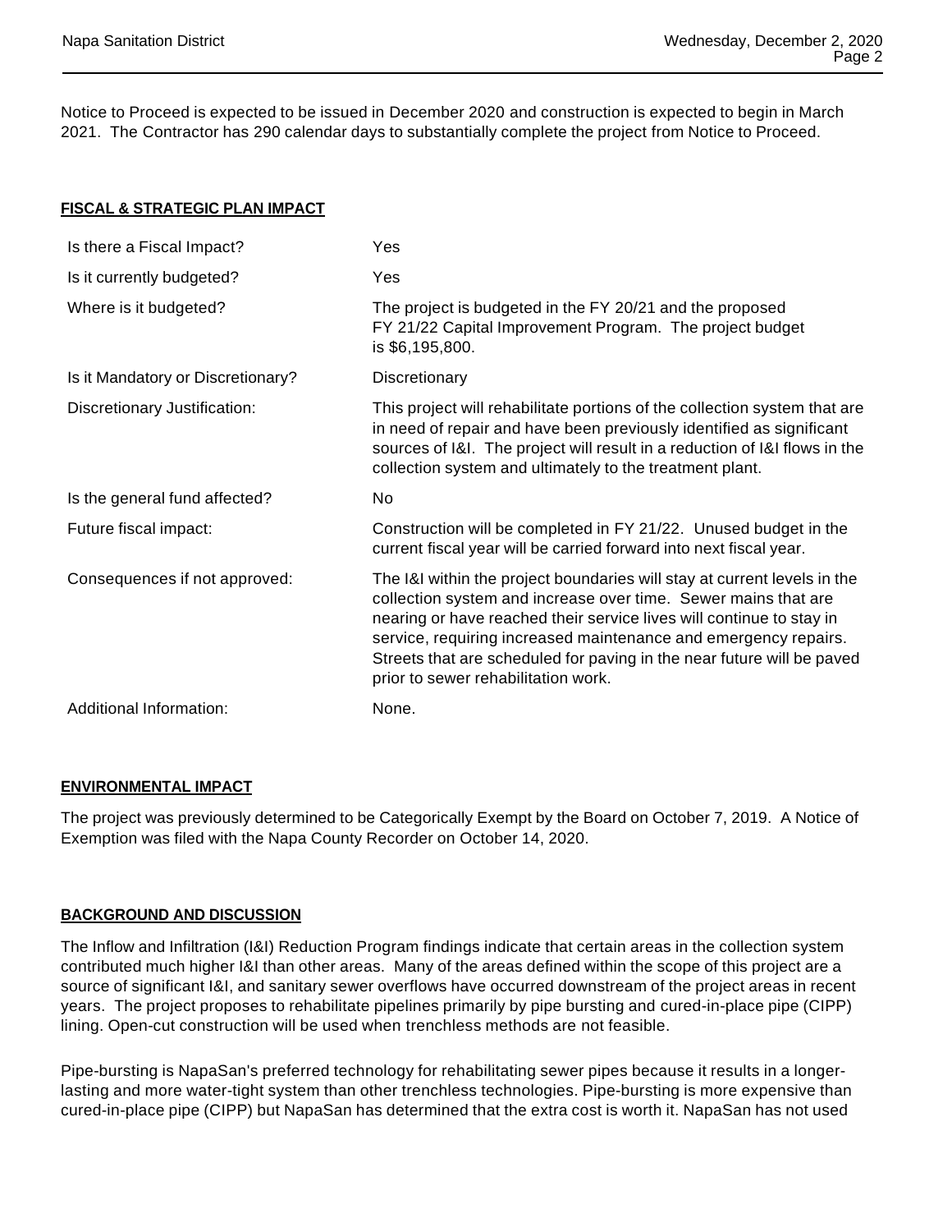Notice to Proceed is expected to be issued in December 2020 and construction is expected to begin in March 2021. The Contractor has 290 calendar days to substantially complete the project from Notice to Proceed.

## FISCAL & STRATEGIC PLAN IMPACT

| | |
|---|---|
| Is there a Fiscal Impact? | Yes |
| Is it currently budgeted? | Yes |
| Where is it budgeted? | The project is budgeted in the FY 20/21 and the proposed FY 21/22 Capital Improvement Program. The project budget is $6,195,800. |
| Is it Mandatory or Discretionary? | Discretionary |
| Discretionary Justification: | This project will rehabilitate portions of the collection system that are in need of repair and have been previously identified as significant sources of I&I. The project will result in a reduction of I&I flows in the collection system and ultimately to the treatment plant. |
| Is the general fund affected? | No |
| Future fiscal impact: | Construction will be completed in FY 21/22. Unused budget in the current fiscal year will be carried forward into next fiscal year. |
| Consequences if not approved: | The I&I within the project boundaries will stay at current levels in the collection system and increase over time. Sewer mains that are nearing or have reached their service lives will continue to stay in service, requiring increased maintenance and emergency repairs. Streets that are scheduled for paving in the near future will be paved prior to sewer rehabilitation work. |
| Additional Information: | None. |

## ENVIRONMENTAL IMPACT

The project was previously determined to be Categorically Exempt by the Board on October 7, 2019. A Notice of Exemption was filed with the Napa County Recorder on October 14, 2020.

## BACKGROUND AND DISCUSSION

The Inflow and Infiltration (I&I) Reduction Program findings indicate that certain areas in the collection system contributed much higher I&I than other areas. Many of the areas defined within the scope of this project are a source of significant I&I, and sanitary sewer overflows have occurred downstream of the project areas in recent years. The project proposes to rehabilitate pipelines primarily by pipe bursting and cured-in-place pipe (CIPP) lining. Open-cut construction will be used when trenchless methods are not feasible.

Pipe-bursting is NapaSan's preferred technology for rehabilitating sewer pipes because it results in a longer-lasting and more water-tight system than other trenchless technologies. Pipe-bursting is more expensive than cured-in-place pipe (CIPP) but NapaSan has determined that the extra cost is worth it. NapaSan has not used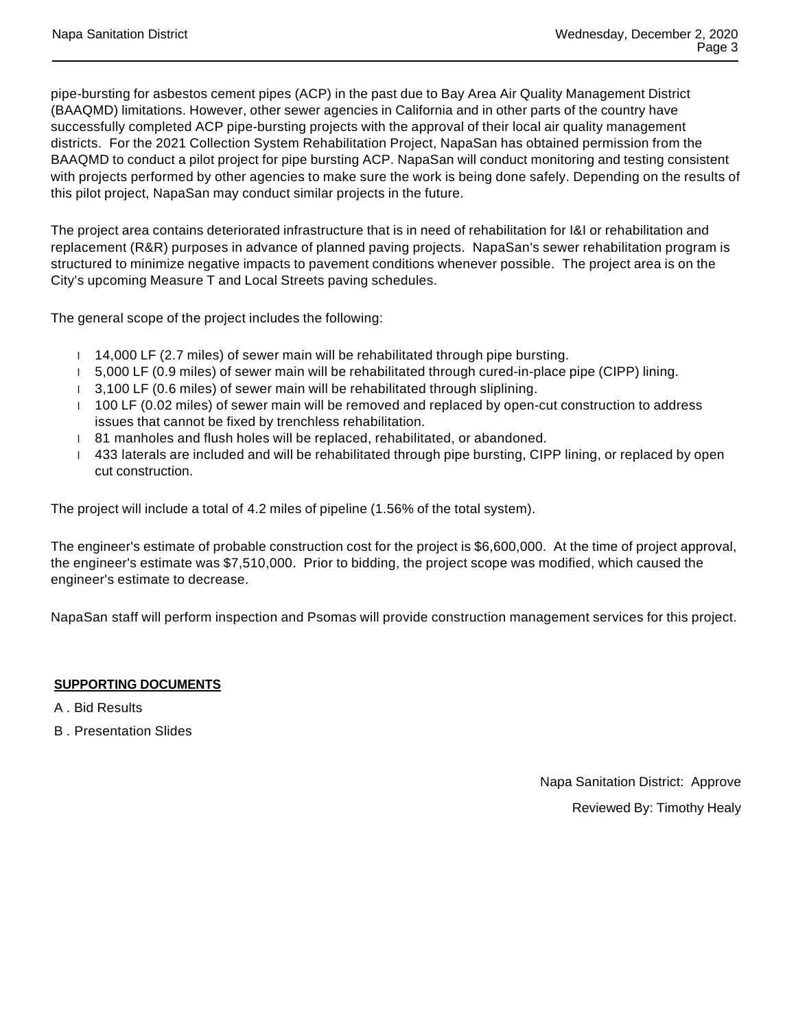pipe-bursting for asbestos cement pipes (ACP) in the past due to Bay Area Air Quality Management District (BAAQMD) limitations. However, other sewer agencies in California and in other parts of the country have successfully completed ACP pipe-bursting projects with the approval of their local air quality management districts. For the 2021 Collection System Rehabilitation Project, NapaSan has obtained permission from the BAAQMD to conduct a pilot project for pipe bursting ACP. NapaSan will conduct monitoring and testing consistent with projects performed by other agencies to make sure the work is being done safely. Depending on the results of this pilot project, NapaSan may conduct similar projects in the future.

The project area contains deteriorated infrastructure that is in need of rehabilitation for I&I or rehabilitation and replacement (R&R) purposes in advance of planned paving projects. NapaSan's sewer rehabilitation program is structured to minimize negative impacts to pavement conditions whenever possible. The project area is on the City's upcoming Measure T and Local Streets paving schedules.

The general scope of the project includes the following:

- 14,000 LF (2.7 miles) of sewer main will be rehabilitated through pipe bursting.
- 5,000 LF (0.9 miles) of sewer main will be rehabilitated through cured-in-place pipe (CIPP) lining.
- 3,100 LF (0.6 miles) of sewer main will be rehabilitated through sliplining.
- 100 LF (0.02 miles) of sewer main will be removed and replaced by open-cut construction to address issues that cannot be fixed by trenchless rehabilitation.
- 81 manholes and flush holes will be replaced, rehabilitated, or abandoned.
- 433 laterals are included and will be rehabilitated through pipe bursting, CIPP lining, or replaced by open cut construction.

The project will include a total of 4.2 miles of pipeline (1.56% of the total system).

The engineer's estimate of probable construction cost for the project is $6,600,000. At the time of project approval, the engineer's estimate was $7,510,000. Prior to bidding, the project scope was modified, which caused the engineer's estimate to decrease.

NapaSan staff will perform inspection and Psomas will provide construction management services for this project.

**SUPPORTING DOCUMENTS**

A . Bid Results

B . Presentation Slides

Napa Sanitation District: Approve

Reviewed By: Timothy Healy